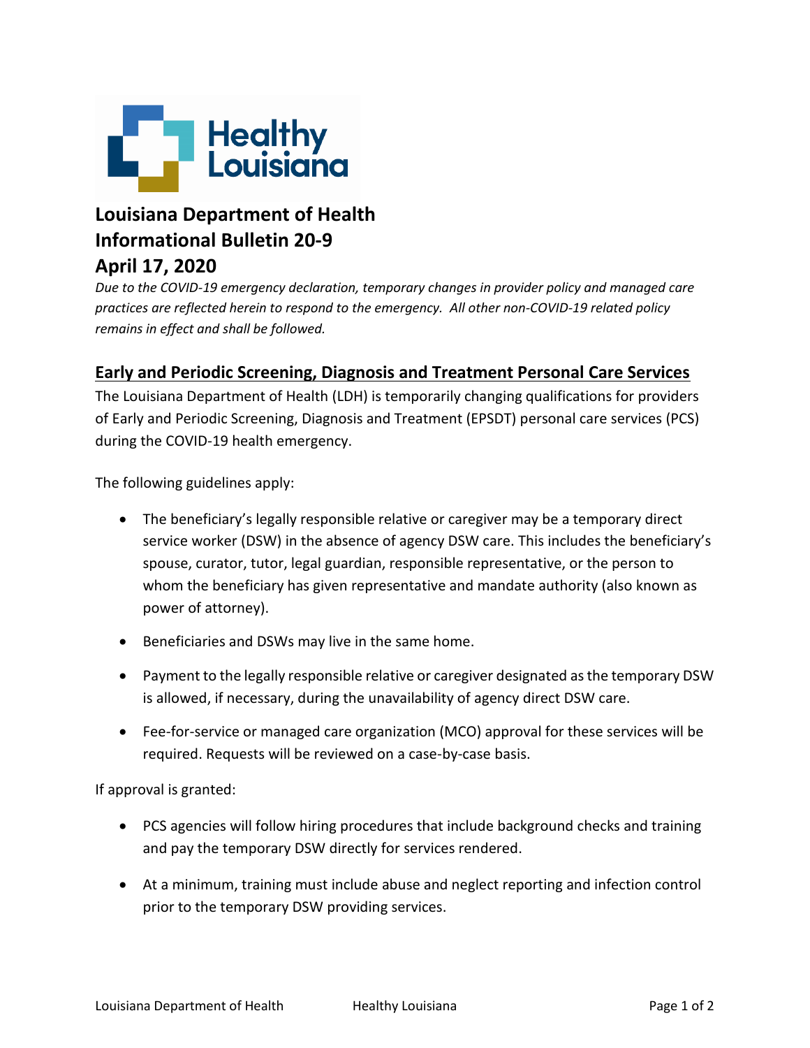# Louisiana Department of Health
# Informational Bulletin 20-9
# April 17, 2020

*Due to the COVID-19 emergency declaration, temporary changes in provider policy and managed care practices are reflected herein to respond to the emergency. All other non-COVID-19 related policy remains in effect and shall be followed.*

## Early and Periodic Screening, Diagnosis and Treatment Personal Care Services

The Louisiana Department of Health (LDH) is temporarily changing qualifications for providers of Early and Periodic Screening, Diagnosis and Treatment (EPSDT) personal care services (PCS) during the COVID-19 health emergency.

The following guidelines apply:

- The beneficiary's legally responsible relative or caregiver may be a temporary direct service worker (DSW) in the absence of agency DSW care. This includes the beneficiary's spouse, curator, tutor, legal guardian, responsible representative, or the person to whom the beneficiary has given representative and mandate authority (also known as power of attorney).
- Beneficiaries and DSWs may live in the same home.
- Payment to the legally responsible relative or caregiver designated as the temporary DSW is allowed, if necessary, during the unavailability of agency direct DSW care.
- Fee-for-service or managed care organization (MCO) approval for these services will be required. Requests will be reviewed on a case-by-case basis.

If approval is granted:

- PCS agencies will follow hiring procedures that include background checks and training and pay the temporary DSW directly for services rendered.
- At a minimum, training must include abuse and neglect reporting and infection control prior to the temporary DSW providing services.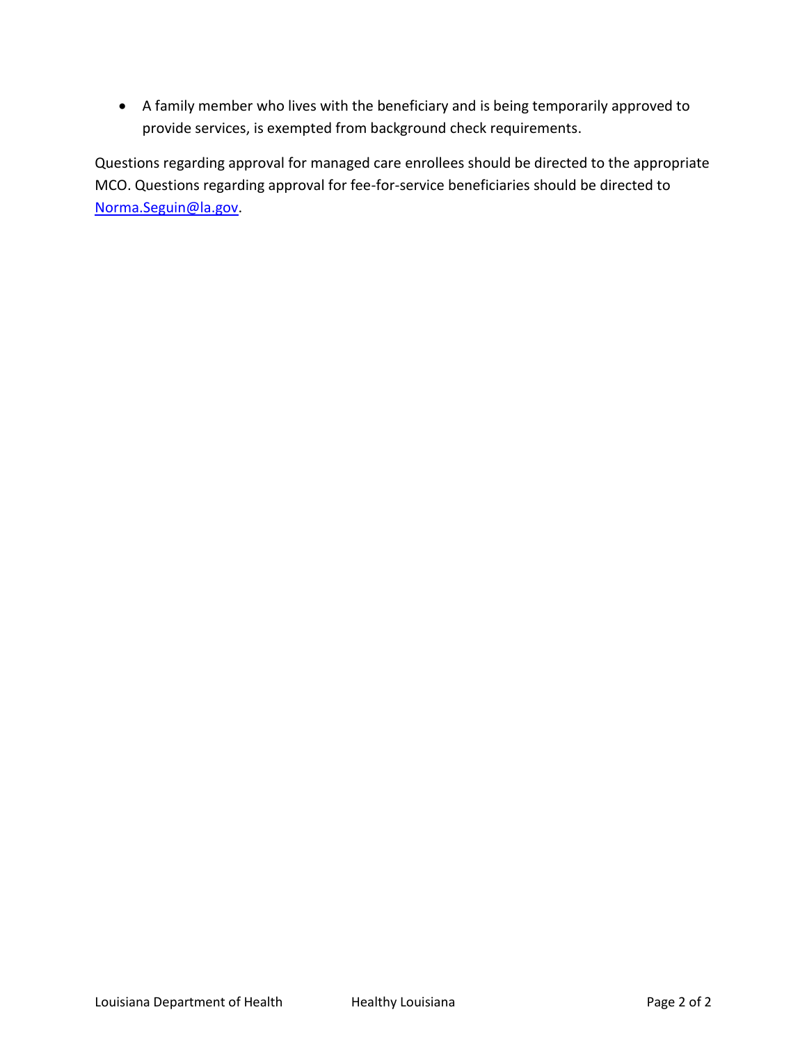- A family member who lives with the beneficiary and is being temporarily approved to provide services, is exempted from background check requirements.

Questions regarding approval for managed care enrollees should be directed to the appropriate MCO. Questions regarding approval for fee-for-service beneficiaries should be directed to [Norma.Seguin@la.gov](mailto:Norma.Seguin@la.gov).